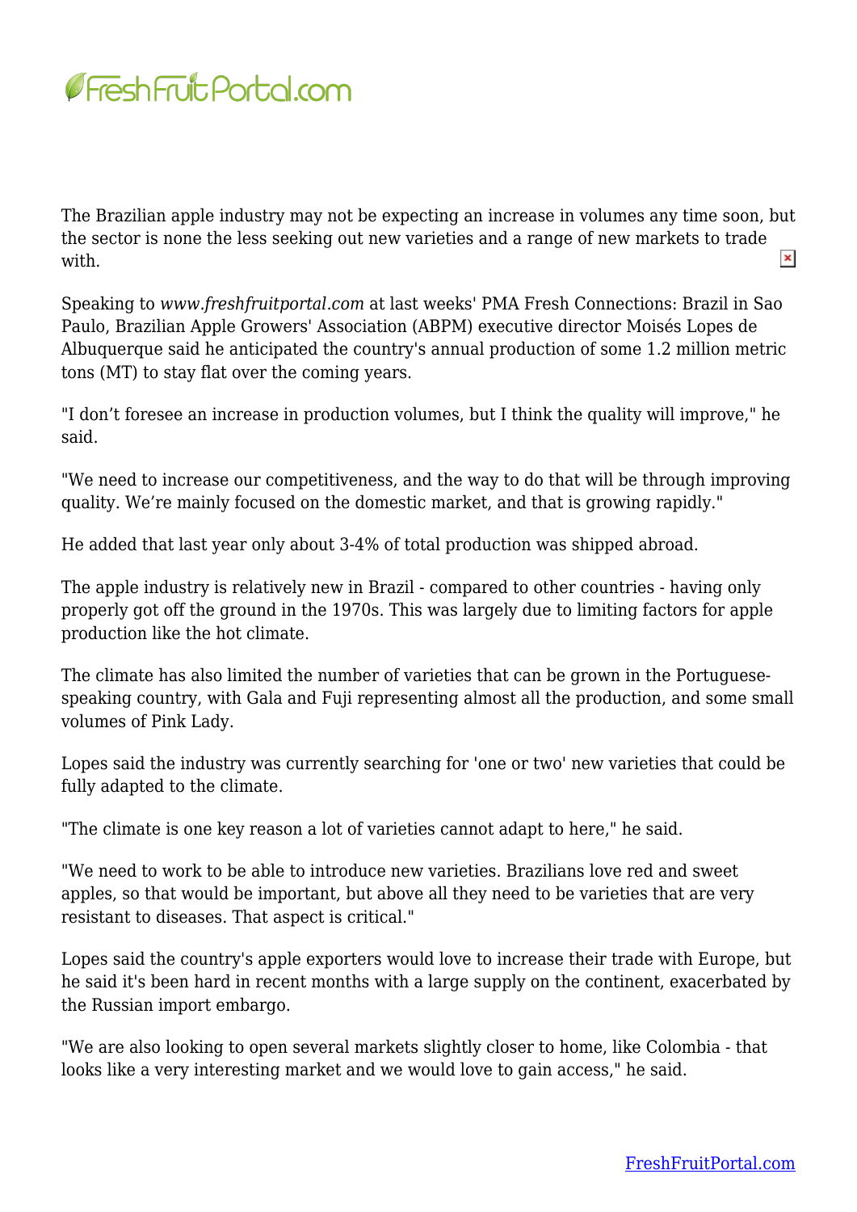The Brazilian apple industry may not be expecting an increase in volumes any time soon, but the sector is none the less seeking out new varieties and a range of new markets to trade with.

Speaking to *www.freshfruitportal.com* at last weeks' PMA Fresh Connections: Brazil in Sao Paulo, Brazilian Apple Growers' Association (ABPM) executive director Moisés Lopes de Albuquerque said he anticipated the country's annual production of some 1.2 million metric tons (MT) to stay flat over the coming years.

"I don't foresee an increase in production volumes, but I think the quality will improve," he said.

"We need to increase our competitiveness, and the way to do that will be through improving quality. We're mainly focused on the domestic market, and that is growing rapidly."

He added that last year only about 3-4% of total production was shipped abroad.

The apple industry is relatively new in Brazil - compared to other countries - having only properly got off the ground in the 1970s. This was largely due to limiting factors for apple production like the hot climate.

The climate has also limited the number of varieties that can be grown in the Portuguese-speaking country, with Gala and Fuji representing almost all the production, and some small volumes of Pink Lady.

Lopes said the industry was currently searching for 'one or two' new varieties that could be fully adapted to the climate.

"The climate is one key reason a lot of varieties cannot adapt to here," he said.

"We need to work to be able to introduce new varieties. Brazilians love red and sweet apples, so that would be important, but above all they need to be varieties that are very resistant to diseases. That aspect is critical."

Lopes said the country's apple exporters would love to increase their trade with Europe, but he said it's been hard in recent months with a large supply on the continent, exacerbated by the Russian import embargo.

"We are also looking to open several markets slightly closer to home, like Colombia - that looks like a very interesting market and we would love to gain access," he said.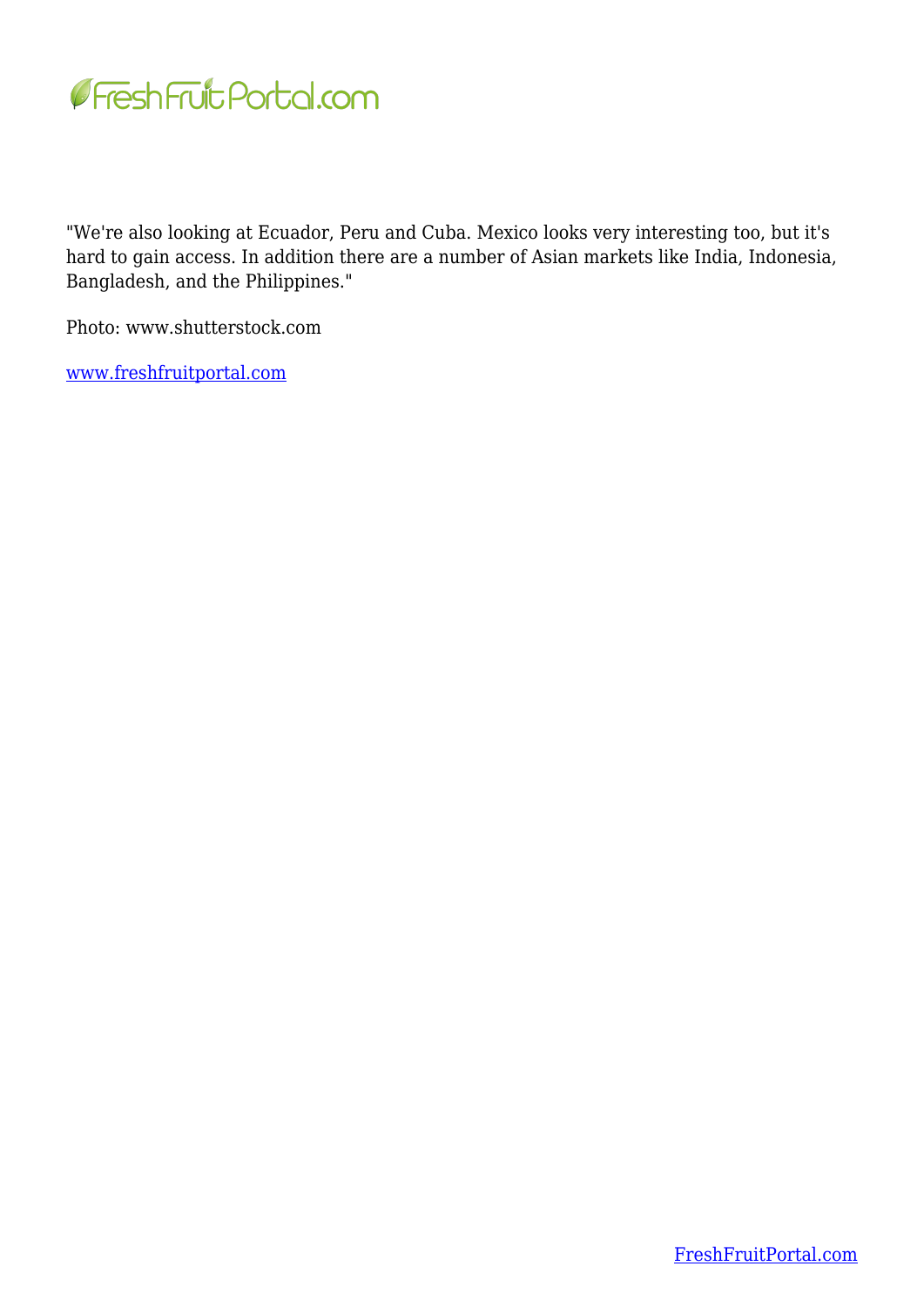"We're also looking at Ecuador, Peru and Cuba. Mexico looks very interesting too, but it's hard to gain access. In addition there are a number of Asian markets like India, Indonesia, Bangladesh, and the Philippines."

Photo: www.shutterstock.com

[www.freshfruitportal.com](http://www.freshfruitportal.com)